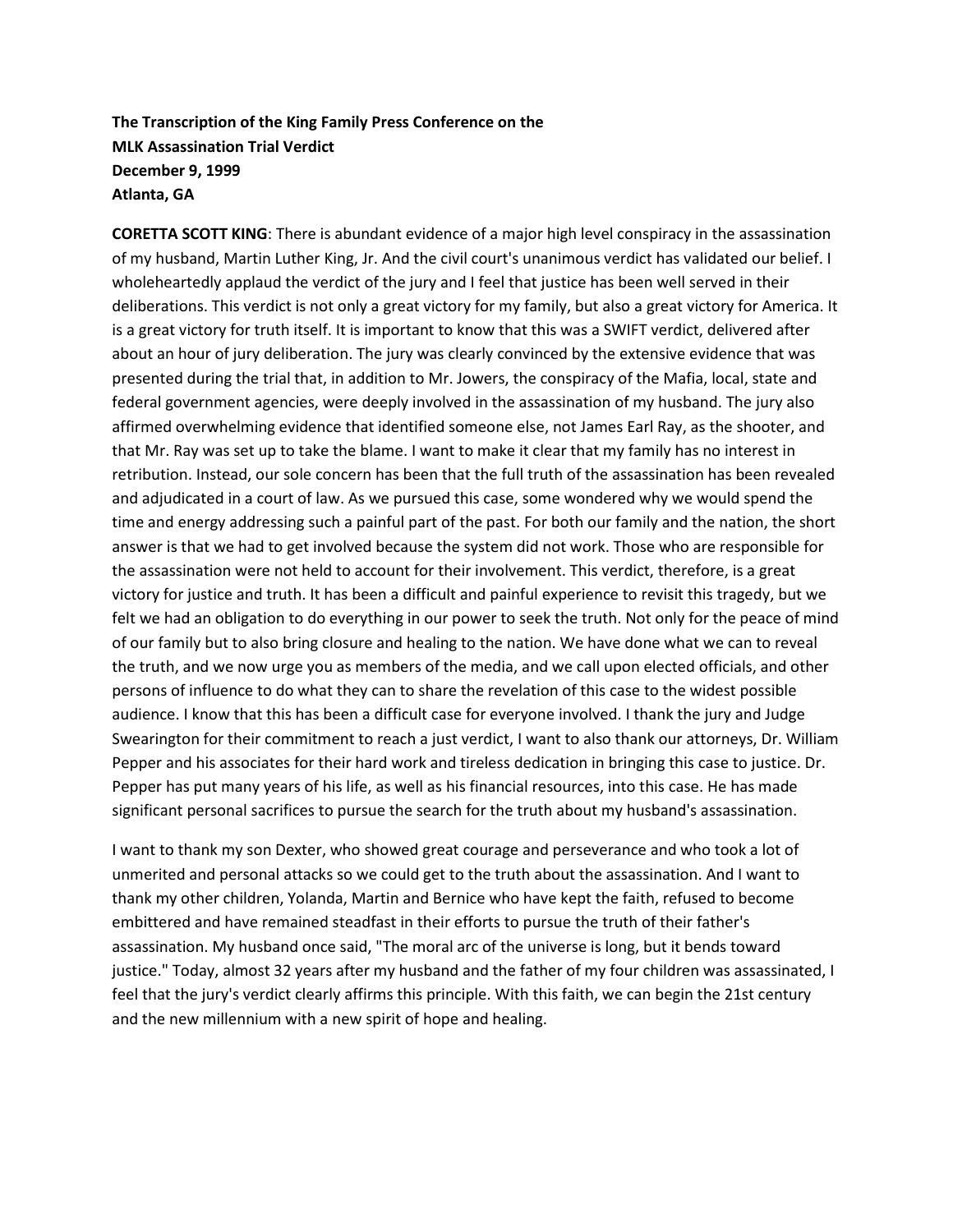**The Transcription of the King Family Press Conference on the MLK Assassination Trial Verdict**
**December 9, 1999**
**Atlanta, GA**

**CORETTA SCOTT KING**: There is abundant evidence of a major high level conspiracy in the assassination of my husband, Martin Luther King, Jr. And the civil court's unanimous verdict has validated our belief. I wholeheartedly applaud the verdict of the jury and I feel that justice has been well served in their deliberations. This verdict is not only a great victory for my family, but also a great victory for America. It is a great victory for truth itself. It is important to know that this was a SWIFT verdict, delivered after about an hour of jury deliberation. The jury was clearly convinced by the extensive evidence that was presented during the trial that, in addition to Mr. Jowers, the conspiracy of the Mafia, local, state and federal government agencies, were deeply involved in the assassination of my husband. The jury also affirmed overwhelming evidence that identified someone else, not James Earl Ray, as the shooter, and that Mr. Ray was set up to take the blame. I want to make it clear that my family has no interest in retribution. Instead, our sole concern has been that the full truth of the assassination has been revealed and adjudicated in a court of law. As we pursued this case, some wondered why we would spend the time and energy addressing such a painful part of the past. For both our family and the nation, the short answer is that we had to get involved because the system did not work. Those who are responsible for the assassination were not held to account for their involvement. This verdict, therefore, is a great victory for justice and truth. It has been a difficult and painful experience to revisit this tragedy, but we felt we had an obligation to do everything in our power to seek the truth. Not only for the peace of mind of our family but to also bring closure and healing to the nation. We have done what we can to reveal the truth, and we now urge you as members of the media, and we call upon elected officials, and other persons of influence to do what they can to share the revelation of this case to the widest possible audience. I know that this has been a difficult case for everyone involved. I thank the jury and Judge Swearington for their commitment to reach a just verdict, I want to also thank our attorneys, Dr. William Pepper and his associates for their hard work and tireless dedication in bringing this case to justice. Dr. Pepper has put many years of his life, as well as his financial resources, into this case. He has made significant personal sacrifices to pursue the search for the truth about my husband's assassination.

I want to thank my son Dexter, who showed great courage and perseverance and who took a lot of unmerited and personal attacks so we could get to the truth about the assassination. And I want to thank my other children, Yolanda, Martin and Bernice who have kept the faith, refused to become embittered and have remained steadfast in their efforts to pursue the truth of their father's assassination. My husband once said, "The moral arc of the universe is long, but it bends toward justice." Today, almost 32 years after my husband and the father of my four children was assassinated, I feel that the jury's verdict clearly affirms this principle. With this faith, we can begin the 21st century and the new millennium with a new spirit of hope and healing.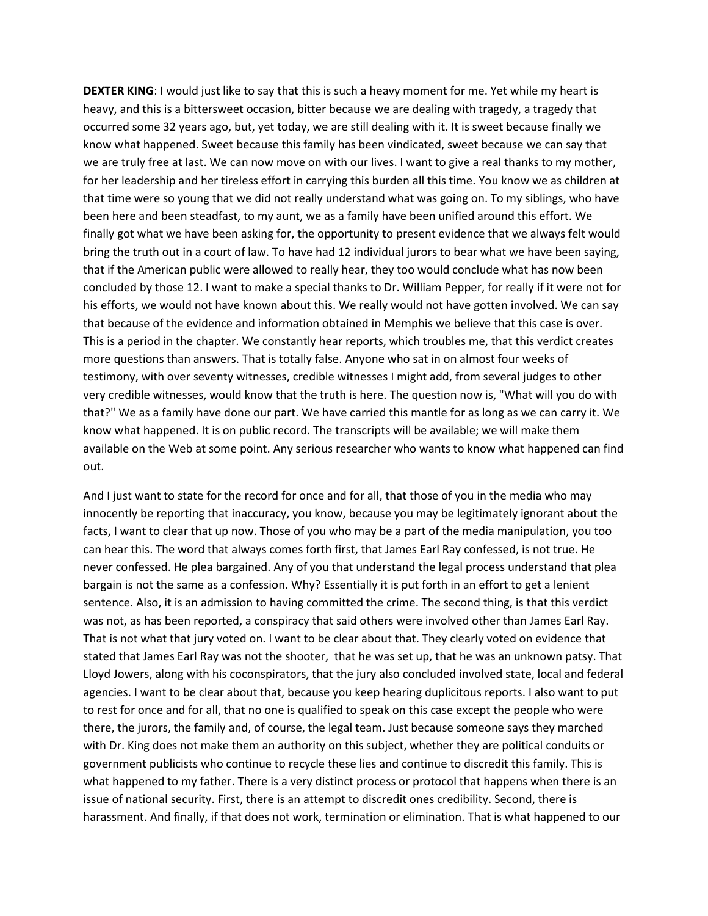**DEXTER KING**: I would just like to say that this is such a heavy moment for me. Yet while my heart is heavy, and this is a bittersweet occasion, bitter because we are dealing with tragedy, a tragedy that occurred some 32 years ago, but, yet today, we are still dealing with it. It is sweet because finally we know what happened. Sweet because this family has been vindicated, sweet because we can say that we are truly free at last. We can now move on with our lives. I want to give a real thanks to my mother, for her leadership and her tireless effort in carrying this burden all this time. You know we as children at that time were so young that we did not really understand what was going on. To my siblings, who have been here and been steadfast, to my aunt, we as a family have been unified around this effort. We finally got what we have been asking for, the opportunity to present evidence that we always felt would bring the truth out in a court of law. To have had 12 individual jurors to bear what we have been saying, that if the American public were allowed to really hear, they too would conclude what has now been concluded by those 12. I want to make a special thanks to Dr. William Pepper, for really if it were not for his efforts, we would not have known about this. We really would not have gotten involved. We can say that because of the evidence and information obtained in Memphis we believe that this case is over. This is a period in the chapter. We constantly hear reports, which troubles me, that this verdict creates more questions than answers. That is totally false. Anyone who sat in on almost four weeks of testimony, with over seventy witnesses, credible witnesses I might add, from several judges to other very credible witnesses, would know that the truth is here. The question now is, "What will you do with that?" We as a family have done our part. We have carried this mantle for as long as we can carry it. We know what happened. It is on public record. The transcripts will be available; we will make them available on the Web at some point. Any serious researcher who wants to know what happened can find out.

And I just want to state for the record for once and for all, that those of you in the media who may innocently be reporting that inaccuracy, you know, because you may be legitimately ignorant about the facts, I want to clear that up now. Those of you who may be a part of the media manipulation, you too can hear this. The word that always comes forth first, that James Earl Ray confessed, is not true. He never confessed. He plea bargained. Any of you that understand the legal process understand that plea bargain is not the same as a confession. Why? Essentially it is put forth in an effort to get a lenient sentence. Also, it is an admission to having committed the crime. The second thing, is that this verdict was not, as has been reported, a conspiracy that said others were involved other than James Earl Ray. That is not what that jury voted on. I want to be clear about that. They clearly voted on evidence that stated that James Earl Ray was not the shooter, that he was set up, that he was an unknown patsy. That Lloyd Jowers, along with his coconspirators, that the jury also concluded involved state, local and federal agencies. I want to be clear about that, because you keep hearing duplicitous reports. I also want to put to rest for once and for all, that no one is qualified to speak on this case except the people who were there, the jurors, the family and, of course, the legal team. Just because someone says they marched with Dr. King does not make them an authority on this subject, whether they are political conduits or government publicists who continue to recycle these lies and continue to discredit this family. This is what happened to my father. There is a very distinct process or protocol that happens when there is an issue of national security. First, there is an attempt to discredit ones credibility. Second, there is harassment. And finally, if that does not work, termination or elimination. That is what happened to our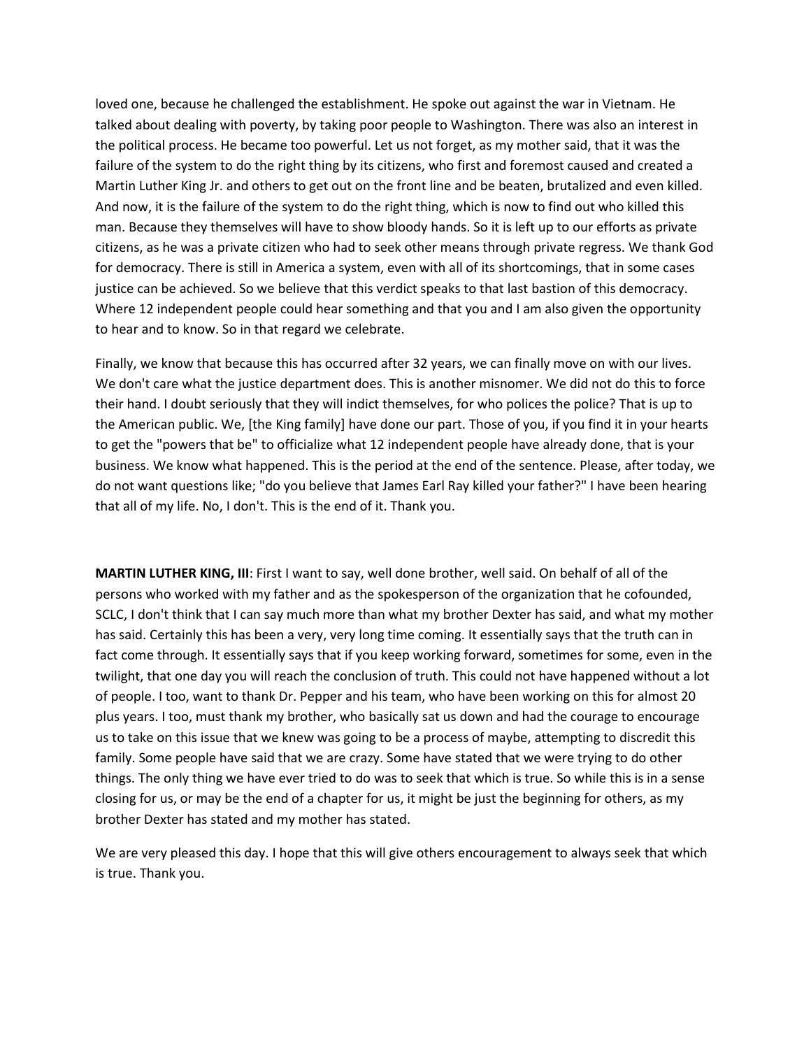loved one, because he challenged the establishment. He spoke out against the war in Vietnam. He talked about dealing with poverty, by taking poor people to Washington. There was also an interest in the political process. He became too powerful. Let us not forget, as my mother said, that it was the failure of the system to do the right thing by its citizens, who first and foremost caused and created a Martin Luther King Jr. and others to get out on the front line and be beaten, brutalized and even killed. And now, it is the failure of the system to do the right thing, which is now to find out who killed this man. Because they themselves will have to show bloody hands. So it is left up to our efforts as private citizens, as he was a private citizen who had to seek other means through private regress. We thank God for democracy. There is still in America a system, even with all of its shortcomings, that in some cases justice can be achieved. So we believe that this verdict speaks to that last bastion of this democracy. Where 12 independent people could hear something and that you and I am also given the opportunity to hear and to know. So in that regard we celebrate.

Finally, we know that because this has occurred after 32 years, we can finally move on with our lives. We don't care what the justice department does. This is another misnomer. We did not do this to force their hand. I doubt seriously that they will indict themselves, for who polices the police? That is up to the American public. We, [the King family] have done our part. Those of you, if you find it in your hearts to get the "powers that be" to officialize what 12 independent people have already done, that is your business. We know what happened. This is the period at the end of the sentence. Please, after today, we do not want questions like; "do you believe that James Earl Ray killed your father?" I have been hearing that all of my life. No, I don't. This is the end of it. Thank you.

**MARTIN LUTHER KING, III**: First I want to say, well done brother, well said. On behalf of all of the persons who worked with my father and as the spokesperson of the organization that he cofounded, SCLC, I don't think that I can say much more than what my brother Dexter has said, and what my mother has said. Certainly this has been a very, very long time coming. It essentially says that the truth can in fact come through. It essentially says that if you keep working forward, sometimes for some, even in the twilight, that one day you will reach the conclusion of truth. This could not have happened without a lot of people. I too, want to thank Dr. Pepper and his team, who have been working on this for almost 20 plus years. I too, must thank my brother, who basically sat us down and had the courage to encourage us to take on this issue that we knew was going to be a process of maybe, attempting to discredit this family. Some people have said that we are crazy. Some have stated that we were trying to do other things. The only thing we have ever tried to do was to seek that which is true. So while this is in a sense closing for us, or may be the end of a chapter for us, it might be just the beginning for others, as my brother Dexter has stated and my mother has stated.

We are very pleased this day. I hope that this will give others encouragement to always seek that which is true. Thank you.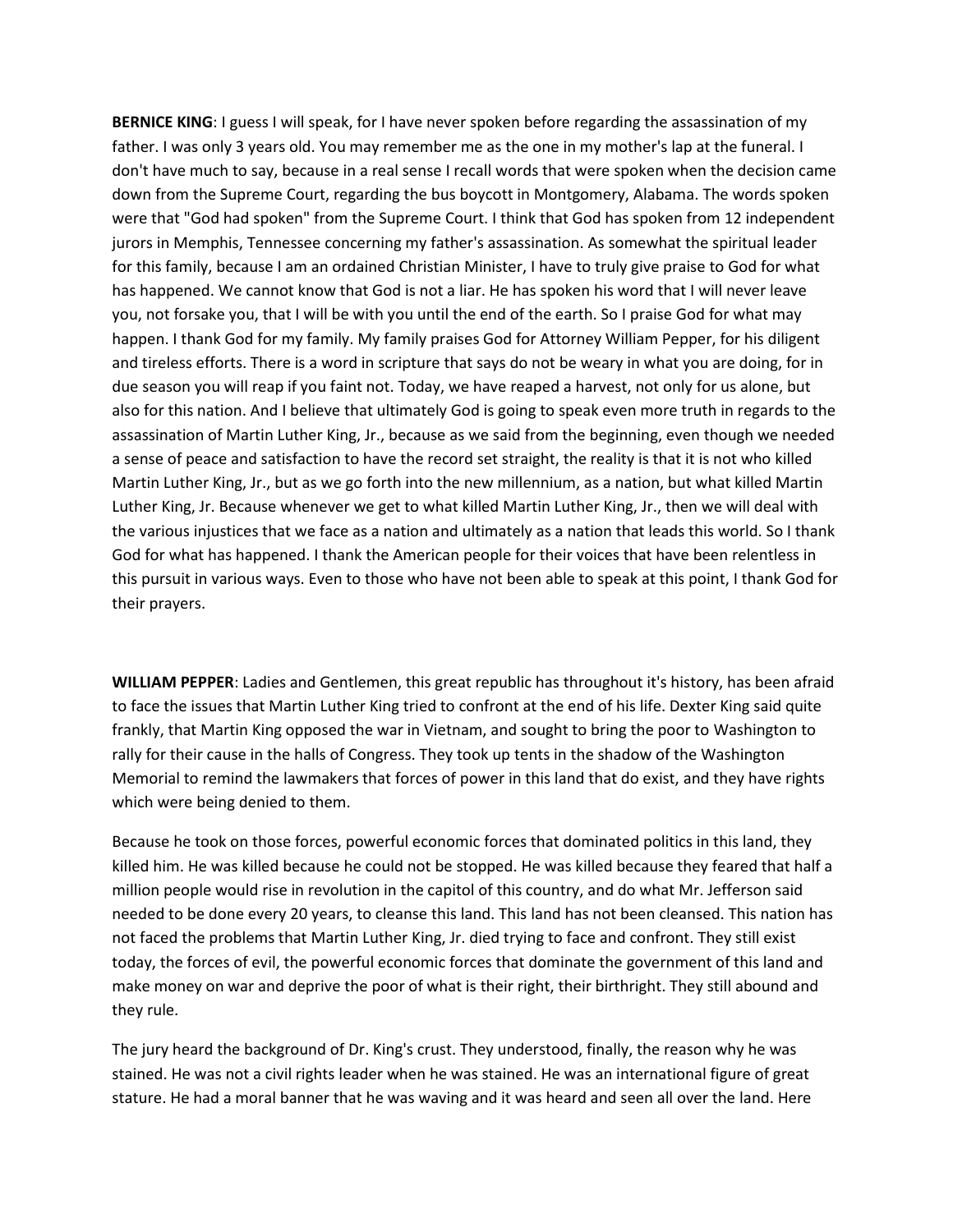**BERNICE KING**: I guess I will speak, for I have never spoken before regarding the assassination of my father. I was only 3 years old. You may remember me as the one in my mother's lap at the funeral. I don't have much to say, because in a real sense I recall words that were spoken when the decision came down from the Supreme Court, regarding the bus boycott in Montgomery, Alabama. The words spoken were that "God had spoken" from the Supreme Court. I think that God has spoken from 12 independent jurors in Memphis, Tennessee concerning my father's assassination. As somewhat the spiritual leader for this family, because I am an ordained Christian Minister, I have to truly give praise to God for what has happened. We cannot know that God is not a liar. He has spoken his word that I will never leave you, not forsake you, that I will be with you until the end of the earth. So I praise God for what may happen. I thank God for my family. My family praises God for Attorney William Pepper, for his diligent and tireless efforts. There is a word in scripture that says do not be weary in what you are doing, for in due season you will reap if you faint not. Today, we have reaped a harvest, not only for us alone, but also for this nation. And I believe that ultimately God is going to speak even more truth in regards to the assassination of Martin Luther King, Jr., because as we said from the beginning, even though we needed a sense of peace and satisfaction to have the record set straight, the reality is that it is not who killed Martin Luther King, Jr., but as we go forth into the new millennium, as a nation, but what killed Martin Luther King, Jr. Because whenever we get to what killed Martin Luther King, Jr., then we will deal with the various injustices that we face as a nation and ultimately as a nation that leads this world. So I thank God for what has happened. I thank the American people for their voices that have been relentless in this pursuit in various ways. Even to those who have not been able to speak at this point, I thank God for their prayers.

**WILLIAM PEPPER**: Ladies and Gentlemen, this great republic has throughout it's history, has been afraid to face the issues that Martin Luther King tried to confront at the end of his life. Dexter King said quite frankly, that Martin King opposed the war in Vietnam, and sought to bring the poor to Washington to rally for their cause in the halls of Congress. They took up tents in the shadow of the Washington Memorial to remind the lawmakers that forces of power in this land that do exist, and they have rights which were being denied to them.

Because he took on those forces, powerful economic forces that dominated politics in this land, they killed him. He was killed because he could not be stopped. He was killed because they feared that half a million people would rise in revolution in the capitol of this country, and do what Mr. Jefferson said needed to be done every 20 years, to cleanse this land. This land has not been cleansed. This nation has not faced the problems that Martin Luther King, Jr. died trying to face and confront. They still exist today, the forces of evil, the powerful economic forces that dominate the government of this land and make money on war and deprive the poor of what is their right, their birthright. They still abound and they rule.

The jury heard the background of Dr. King's crust. They understood, finally, the reason why he was stained. He was not a civil rights leader when he was stained. He was an international figure of great stature. He had a moral banner that he was waving and it was heard and seen all over the land. Here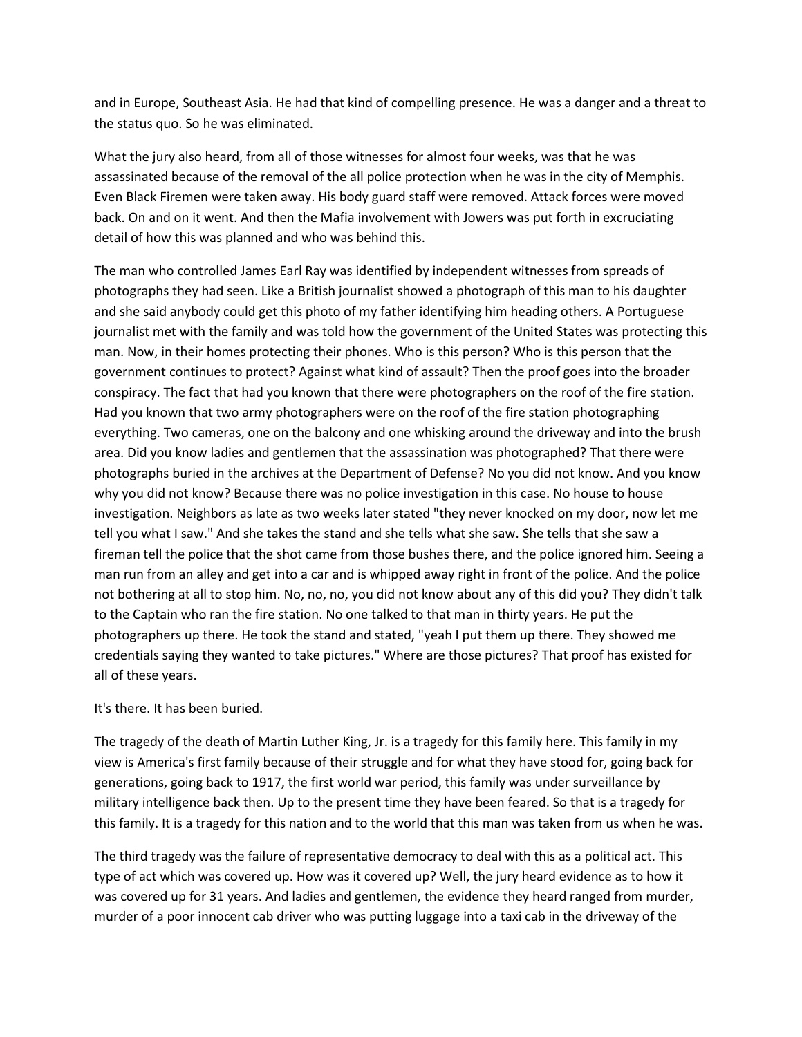and in Europe, Southeast Asia. He had that kind of compelling presence. He was a danger and a threat to the status quo. So he was eliminated.

What the jury also heard, from all of those witnesses for almost four weeks, was that he was assassinated because of the removal of the all police protection when he was in the city of Memphis. Even Black Firemen were taken away. His body guard staff were removed. Attack forces were moved back. On and on it went. And then the Mafia involvement with Jowers was put forth in excruciating detail of how this was planned and who was behind this.

The man who controlled James Earl Ray was identified by independent witnesses from spreads of photographs they had seen. Like a British journalist showed a photograph of this man to his daughter and she said anybody could get this photo of my father identifying him heading others. A Portuguese journalist met with the family and was told how the government of the United States was protecting this man. Now, in their homes protecting their phones. Who is this person? Who is this person that the government continues to protect? Against what kind of assault? Then the proof goes into the broader conspiracy. The fact that had you known that there were photographers on the roof of the fire station. Had you known that two army photographers were on the roof of the fire station photographing everything. Two cameras, one on the balcony and one whisking around the driveway and into the brush area. Did you know ladies and gentlemen that the assassination was photographed? That there were photographs buried in the archives at the Department of Defense? No you did not know. And you know why you did not know? Because there was no police investigation in this case. No house to house investigation. Neighbors as late as two weeks later stated "they never knocked on my door, now let me tell you what I saw." And she takes the stand and she tells what she saw. She tells that she saw a fireman tell the police that the shot came from those bushes there, and the police ignored him. Seeing a man run from an alley and get into a car and is whipped away right in front of the police. And the police not bothering at all to stop him. No, no, no, you did not know about any of this did you? They didn't talk to the Captain who ran the fire station. No one talked to that man in thirty years. He put the photographers up there. He took the stand and stated, "yeah I put them up there. They showed me credentials saying they wanted to take pictures." Where are those pictures? That proof has existed for all of these years.

It's there. It has been buried.

The tragedy of the death of Martin Luther King, Jr. is a tragedy for this family here. This family in my view is America's first family because of their struggle and for what they have stood for, going back for generations, going back to 1917, the first world war period, this family was under surveillance by military intelligence back then. Up to the present time they have been feared. So that is a tragedy for this family. It is a tragedy for this nation and to the world that this man was taken from us when he was.

The third tragedy was the failure of representative democracy to deal with this as a political act. This type of act which was covered up. How was it covered up? Well, the jury heard evidence as to how it was covered up for 31 years. And ladies and gentlemen, the evidence they heard ranged from murder, murder of a poor innocent cab driver who was putting luggage into a taxi cab in the driveway of the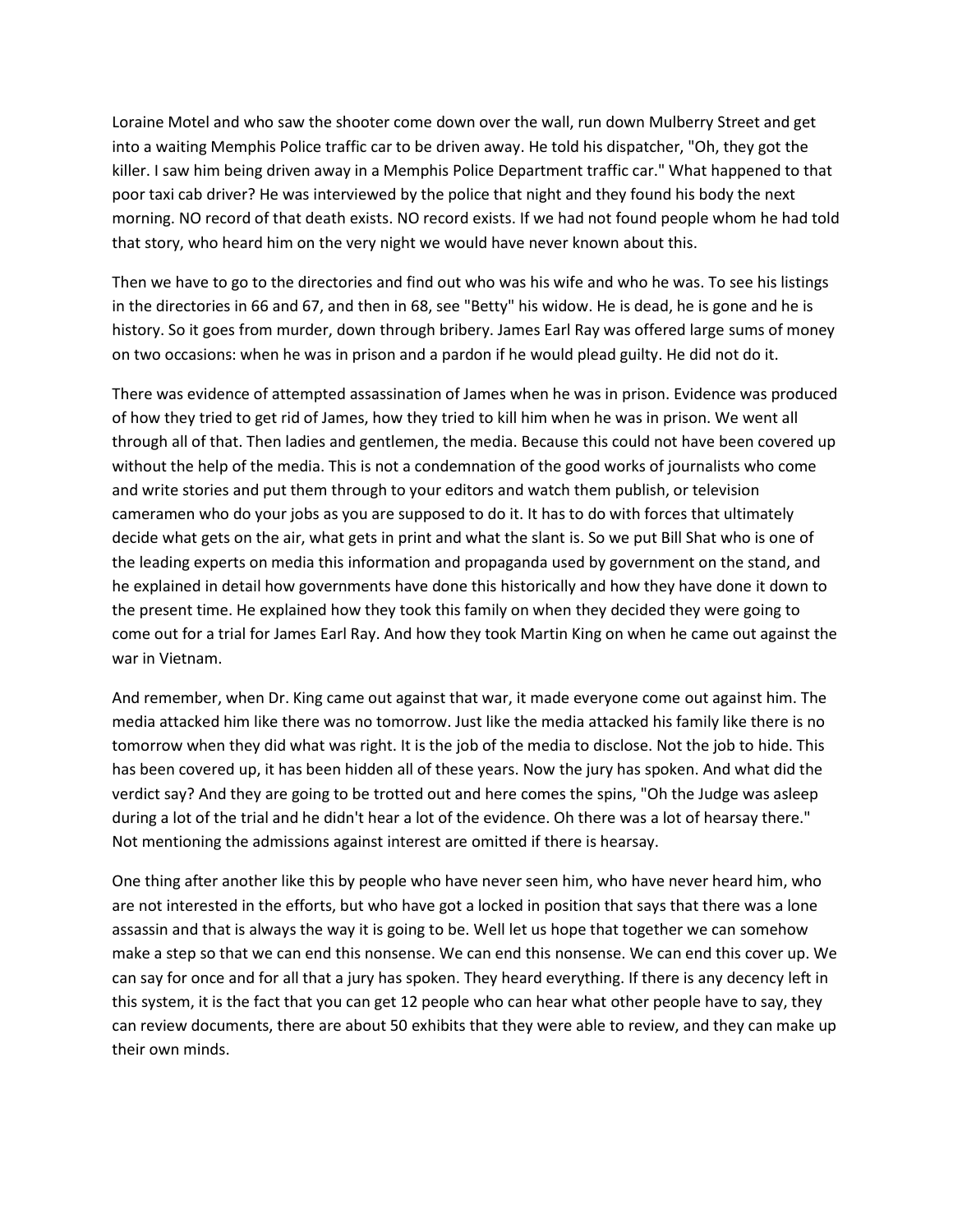Loraine Motel and who saw the shooter come down over the wall, run down Mulberry Street and get into a waiting Memphis Police traffic car to be driven away. He told his dispatcher, "Oh, they got the killer. I saw him being driven away in a Memphis Police Department traffic car." What happened to that poor taxi cab driver? He was interviewed by the police that night and they found his body the next morning. NO record of that death exists. NO record exists. If we had not found people whom he had told that story, who heard him on the very night we would have never known about this.

Then we have to go to the directories and find out who was his wife and who he was. To see his listings in the directories in 66 and 67, and then in 68, see "Betty" his widow. He is dead, he is gone and he is history. So it goes from murder, down through bribery. James Earl Ray was offered large sums of money on two occasions: when he was in prison and a pardon if he would plead guilty. He did not do it.

There was evidence of attempted assassination of James when he was in prison. Evidence was produced of how they tried to get rid of James, how they tried to kill him when he was in prison. We went all through all of that. Then ladies and gentlemen, the media. Because this could not have been covered up without the help of the media. This is not a condemnation of the good works of journalists who come and write stories and put them through to your editors and watch them publish, or television cameramen who do your jobs as you are supposed to do it. It has to do with forces that ultimately decide what gets on the air, what gets in print and what the slant is. So we put Bill Shat who is one of the leading experts on media this information and propaganda used by government on the stand, and he explained in detail how governments have done this historically and how they have done it down to the present time. He explained how they took this family on when they decided they were going to come out for a trial for James Earl Ray. And how they took Martin King on when he came out against the war in Vietnam.

And remember, when Dr. King came out against that war, it made everyone come out against him. The media attacked him like there was no tomorrow. Just like the media attacked his family like there is no tomorrow when they did what was right. It is the job of the media to disclose. Not the job to hide. This has been covered up, it has been hidden all of these years. Now the jury has spoken. And what did the verdict say? And they are going to be trotted out and here comes the spins, "Oh the Judge was asleep during a lot of the trial and he didn't hear a lot of the evidence. Oh there was a lot of hearsay there." Not mentioning the admissions against interest are omitted if there is hearsay.

One thing after another like this by people who have never seen him, who have never heard him, who are not interested in the efforts, but who have got a locked in position that says that there was a lone assassin and that is always the way it is going to be. Well let us hope that together we can somehow make a step so that we can end this nonsense. We can end this nonsense. We can end this cover up. We can say for once and for all that a jury has spoken. They heard everything. If there is any decency left in this system, it is the fact that you can get 12 people who can hear what other people have to say, they can review documents, there are about 50 exhibits that they were able to review, and they can make up their own minds.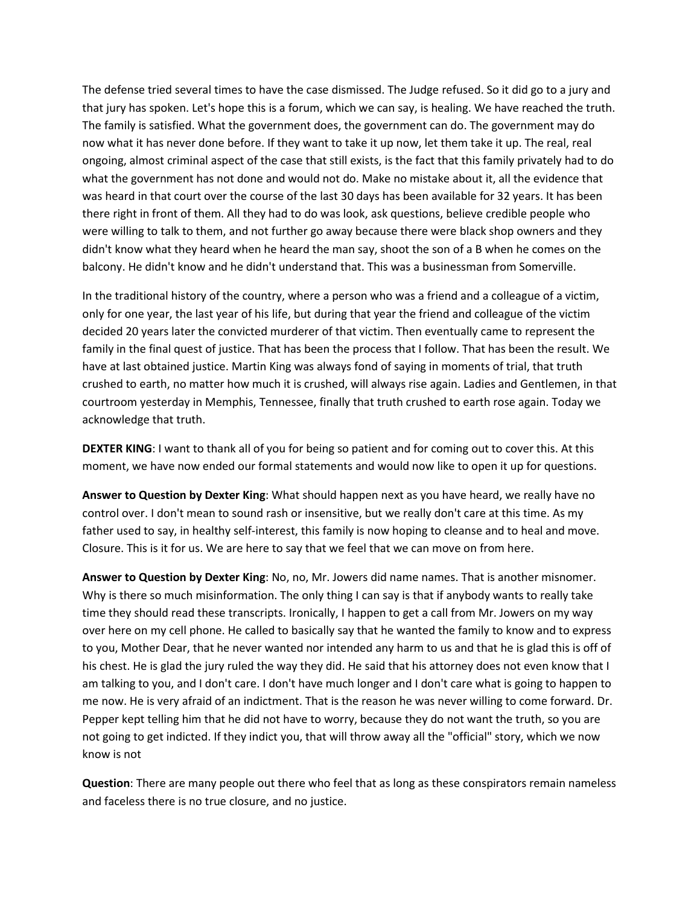The defense tried several times to have the case dismissed. The Judge refused. So it did go to a jury and that jury has spoken. Let's hope this is a forum, which we can say, is healing. We have reached the truth. The family is satisfied. What the government does, the government can do. The government may do now what it has never done before. If they want to take it up now, let them take it up. The real, real ongoing, almost criminal aspect of the case that still exists, is the fact that this family privately had to do what the government has not done and would not do. Make no mistake about it, all the evidence that was heard in that court over the course of the last 30 days has been available for 32 years. It has been there right in front of them. All they had to do was look, ask questions, believe credible people who were willing to talk to them, and not further go away because there were black shop owners and they didn't know what they heard when he heard the man say, shoot the son of a B when he comes on the balcony. He didn't know and he didn't understand that. This was a businessman from Somerville.

In the traditional history of the country, where a person who was a friend and a colleague of a victim, only for one year, the last year of his life, but during that year the friend and colleague of the victim decided 20 years later the convicted murderer of that victim. Then eventually came to represent the family in the final quest of justice. That has been the process that I follow. That has been the result. We have at last obtained justice. Martin King was always fond of saying in moments of trial, that truth crushed to earth, no matter how much it is crushed, will always rise again. Ladies and Gentlemen, in that courtroom yesterday in Memphis, Tennessee, finally that truth crushed to earth rose again. Today we acknowledge that truth.

**DEXTER KING**: I want to thank all of you for being so patient and for coming out to cover this. At this moment, we have now ended our formal statements and would now like to open it up for questions.

**Answer to Question by Dexter King**: What should happen next as you have heard, we really have no control over. I don't mean to sound rash or insensitive, but we really don't care at this time. As my father used to say, in healthy self-interest, this family is now hoping to cleanse and to heal and move. Closure. This is it for us. We are here to say that we feel that we can move on from here.

**Answer to Question by Dexter King**: No, no, Mr. Jowers did name names. That is another misnomer. Why is there so much misinformation. The only thing I can say is that if anybody wants to really take time they should read these transcripts. Ironically, I happen to get a call from Mr. Jowers on my way over here on my cell phone. He called to basically say that he wanted the family to know and to express to you, Mother Dear, that he never wanted nor intended any harm to us and that he is glad this is off of his chest. He is glad the jury ruled the way they did. He said that his attorney does not even know that I am talking to you, and I don't care. I don't have much longer and I don't care what is going to happen to me now. He is very afraid of an indictment. That is the reason he was never willing to come forward. Dr. Pepper kept telling him that he did not have to worry, because they do not want the truth, so you are not going to get indicted. If they indict you, that will throw away all the "official" story, which we now know is not

**Question**: There are many people out there who feel that as long as these conspirators remain nameless and faceless there is no true closure, and no justice.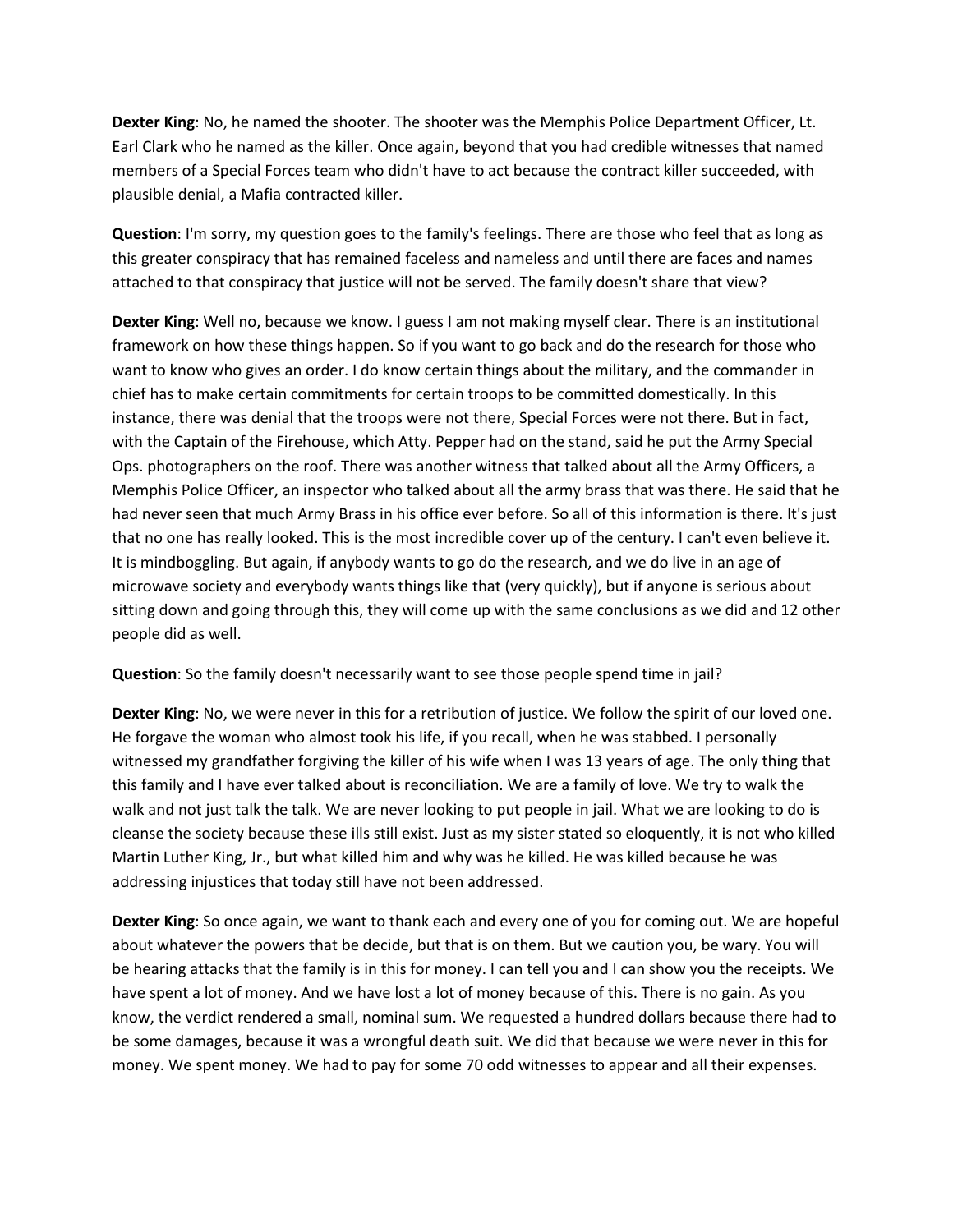**Dexter King**: No, he named the shooter. The shooter was the Memphis Police Department Officer, Lt. Earl Clark who he named as the killer. Once again, beyond that you had credible witnesses that named members of a Special Forces team who didn't have to act because the contract killer succeeded, with plausible denial, a Mafia contracted killer.

**Question**: I'm sorry, my question goes to the family's feelings. There are those who feel that as long as this greater conspiracy that has remained faceless and nameless and until there are faces and names attached to that conspiracy that justice will not be served. The family doesn't share that view?

**Dexter King**: Well no, because we know. I guess I am not making myself clear. There is an institutional framework on how these things happen. So if you want to go back and do the research for those who want to know who gives an order. I do know certain things about the military, and the commander in chief has to make certain commitments for certain troops to be committed domestically. In this instance, there was denial that the troops were not there, Special Forces were not there. But in fact, with the Captain of the Firehouse, which Atty. Pepper had on the stand, said he put the Army Special Ops. photographers on the roof. There was another witness that talked about all the Army Officers, a Memphis Police Officer, an inspector who talked about all the army brass that was there. He said that he had never seen that much Army Brass in his office ever before. So all of this information is there. It's just that no one has really looked. This is the most incredible cover up of the century. I can't even believe it. It is mindboggling. But again, if anybody wants to go do the research, and we do live in an age of microwave society and everybody wants things like that (very quickly), but if anyone is serious about sitting down and going through this, they will come up with the same conclusions as we did and 12 other people did as well.

**Question**: So the family doesn't necessarily want to see those people spend time in jail?

**Dexter King**: No, we were never in this for a retribution of justice. We follow the spirit of our loved one. He forgave the woman who almost took his life, if you recall, when he was stabbed. I personally witnessed my grandfather forgiving the killer of his wife when I was 13 years of age. The only thing that this family and I have ever talked about is reconciliation. We are a family of love. We try to walk the walk and not just talk the talk. We are never looking to put people in jail. What we are looking to do is cleanse the society because these ills still exist. Just as my sister stated so eloquently, it is not who killed Martin Luther King, Jr., but what killed him and why was he killed. He was killed because he was addressing injustices that today still have not been addressed.

**Dexter King**: So once again, we want to thank each and every one of you for coming out. We are hopeful about whatever the powers that be decide, but that is on them. But we caution you, be wary. You will be hearing attacks that the family is in this for money. I can tell you and I can show you the receipts. We have spent a lot of money. And we have lost a lot of money because of this. There is no gain. As you know, the verdict rendered a small, nominal sum. We requested a hundred dollars because there had to be some damages, because it was a wrongful death suit. We did that because we were never in this for money. We spent money. We had to pay for some 70 odd witnesses to appear and all their expenses.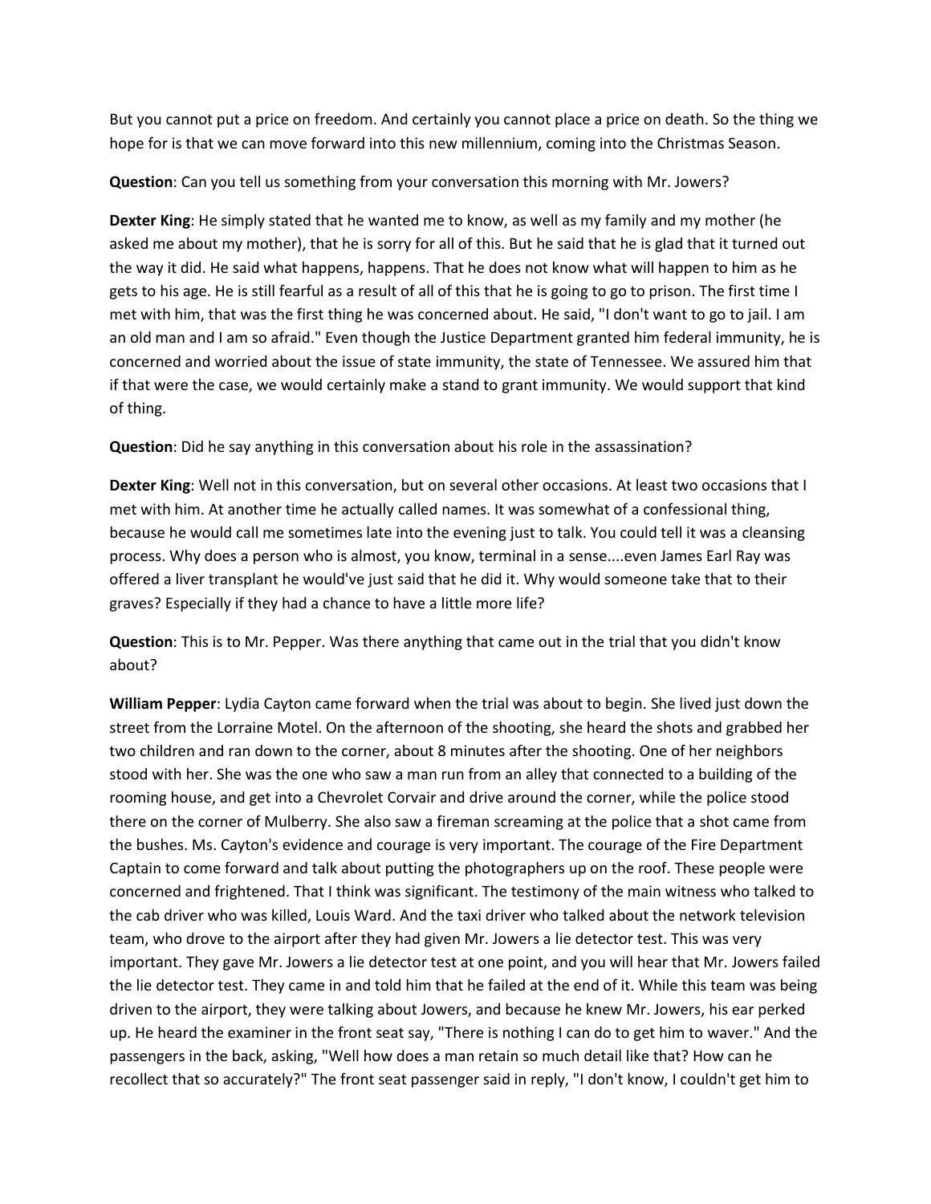But you cannot put a price on freedom. And certainly you cannot place a price on death. So the thing we hope for is that we can move forward into this new millennium, coming into the Christmas Season.

**Question**: Can you tell us something from your conversation this morning with Mr. Jowers?

**Dexter King**: He simply stated that he wanted me to know, as well as my family and my mother (he asked me about my mother), that he is sorry for all of this. But he said that he is glad that it turned out the way it did. He said what happens, happens. That he does not know what will happen to him as he gets to his age. He is still fearful as a result of all of this that he is going to go to prison. The first time I met with him, that was the first thing he was concerned about. He said, "I don't want to go to jail. I am an old man and I am so afraid." Even though the Justice Department granted him federal immunity, he is concerned and worried about the issue of state immunity, the state of Tennessee. We assured him that if that were the case, we would certainly make a stand to grant immunity. We would support that kind of thing.

**Question**: Did he say anything in this conversation about his role in the assassination?

**Dexter King**: Well not in this conversation, but on several other occasions. At least two occasions that I met with him. At another time he actually called names. It was somewhat of a confessional thing, because he would call me sometimes late into the evening just to talk. You could tell it was a cleansing process. Why does a person who is almost, you know, terminal in a sense....even James Earl Ray was offered a liver transplant he would've just said that he did it. Why would someone take that to their graves? Especially if they had a chance to have a little more life?

**Question**: This is to Mr. Pepper. Was there anything that came out in the trial that you didn't know about?

**William Pepper**: Lydia Cayton came forward when the trial was about to begin. She lived just down the street from the Lorraine Motel. On the afternoon of the shooting, she heard the shots and grabbed her two children and ran down to the corner, about 8 minutes after the shooting. One of her neighbors stood with her. She was the one who saw a man run from an alley that connected to a building of the rooming house, and get into a Chevrolet Corvair and drive around the corner, while the police stood there on the corner of Mulberry. She also saw a fireman screaming at the police that a shot came from the bushes. Ms. Cayton's evidence and courage is very important. The courage of the Fire Department Captain to come forward and talk about putting the photographers up on the roof. These people were concerned and frightened. That I think was significant. The testimony of the main witness who talked to the cab driver who was killed, Louis Ward. And the taxi driver who talked about the network television team, who drove to the airport after they had given Mr. Jowers a lie detector test. This was very important. They gave Mr. Jowers a lie detector test at one point, and you will hear that Mr. Jowers failed the lie detector test. They came in and told him that he failed at the end of it. While this team was being driven to the airport, they were talking about Jowers, and because he knew Mr. Jowers, his ear perked up. He heard the examiner in the front seat say, "There is nothing I can do to get him to waver." And the passengers in the back, asking, "Well how does a man retain so much detail like that? How can he recollect that so accurately?" The front seat passenger said in reply, "I don't know, I couldn't get him to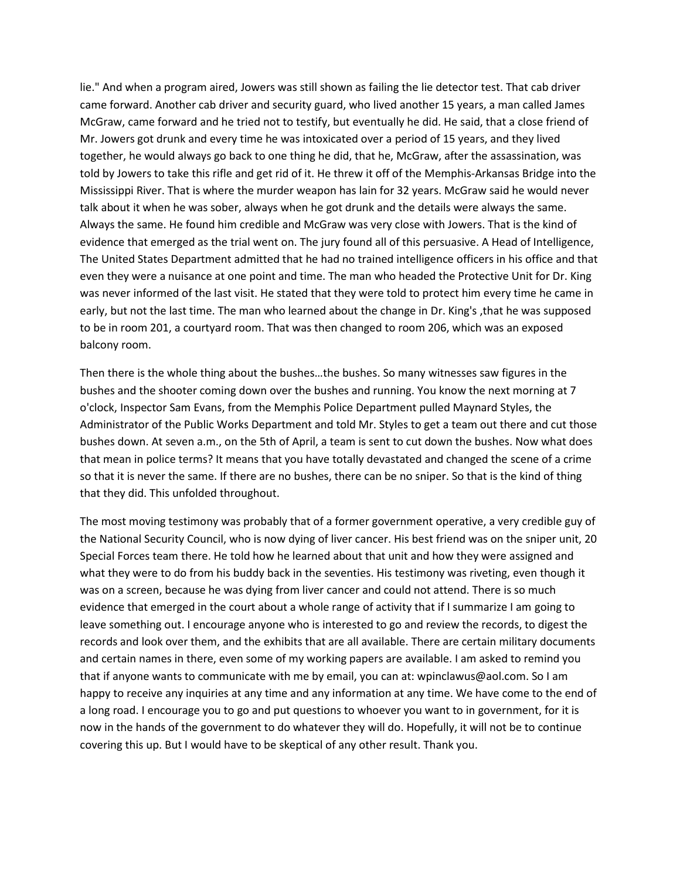lie." And when a program aired, Jowers was still shown as failing the lie detector test. That cab driver came forward. Another cab driver and security guard, who lived another 15 years, a man called James McGraw, came forward and he tried not to testify, but eventually he did. He said, that a close friend of Mr. Jowers got drunk and every time he was intoxicated over a period of 15 years, and they lived together, he would always go back to one thing he did, that he, McGraw, after the assassination, was told by Jowers to take this rifle and get rid of it. He threw it off of the Memphis-Arkansas Bridge into the Mississippi River. That is where the murder weapon has lain for 32 years. McGraw said he would never talk about it when he was sober, always when he got drunk and the details were always the same. Always the same. He found him credible and McGraw was very close with Jowers. That is the kind of evidence that emerged as the trial went on. The jury found all of this persuasive. A Head of Intelligence, The United States Department admitted that he had no trained intelligence officers in his office and that even they were a nuisance at one point and time. The man who headed the Protective Unit for Dr. King was never informed of the last visit. He stated that they were told to protect him every time he came in early, but not the last time. The man who learned about the change in Dr. King's ,that he was supposed to be in room 201, a courtyard room. That was then changed to room 206, which was an exposed balcony room.

Then there is the whole thing about the bushes…the bushes. So many witnesses saw figures in the bushes and the shooter coming down over the bushes and running. You know the next morning at 7 o'clock, Inspector Sam Evans, from the Memphis Police Department pulled Maynard Styles, the Administrator of the Public Works Department and told Mr. Styles to get a team out there and cut those bushes down. At seven a.m., on the 5th of April, a team is sent to cut down the bushes. Now what does that mean in police terms? It means that you have totally devastated and changed the scene of a crime so that it is never the same. If there are no bushes, there can be no sniper. So that is the kind of thing that they did. This unfolded throughout.

The most moving testimony was probably that of a former government operative, a very credible guy of the National Security Council, who is now dying of liver cancer. His best friend was on the sniper unit, 20 Special Forces team there. He told how he learned about that unit and how they were assigned and what they were to do from his buddy back in the seventies. His testimony was riveting, even though it was on a screen, because he was dying from liver cancer and could not attend. There is so much evidence that emerged in the court about a whole range of activity that if I summarize I am going to leave something out. I encourage anyone who is interested to go and review the records, to digest the records and look over them, and the exhibits that are all available. There are certain military documents and certain names in there, even some of my working papers are available. I am asked to remind you that if anyone wants to communicate with me by email, you can at: wpinclawus@aol.com. So I am happy to receive any inquiries at any time and any information at any time. We have come to the end of a long road. I encourage you to go and put questions to whoever you want to in government, for it is now in the hands of the government to do whatever they will do. Hopefully, it will not be to continue covering this up. But I would have to be skeptical of any other result. Thank you.